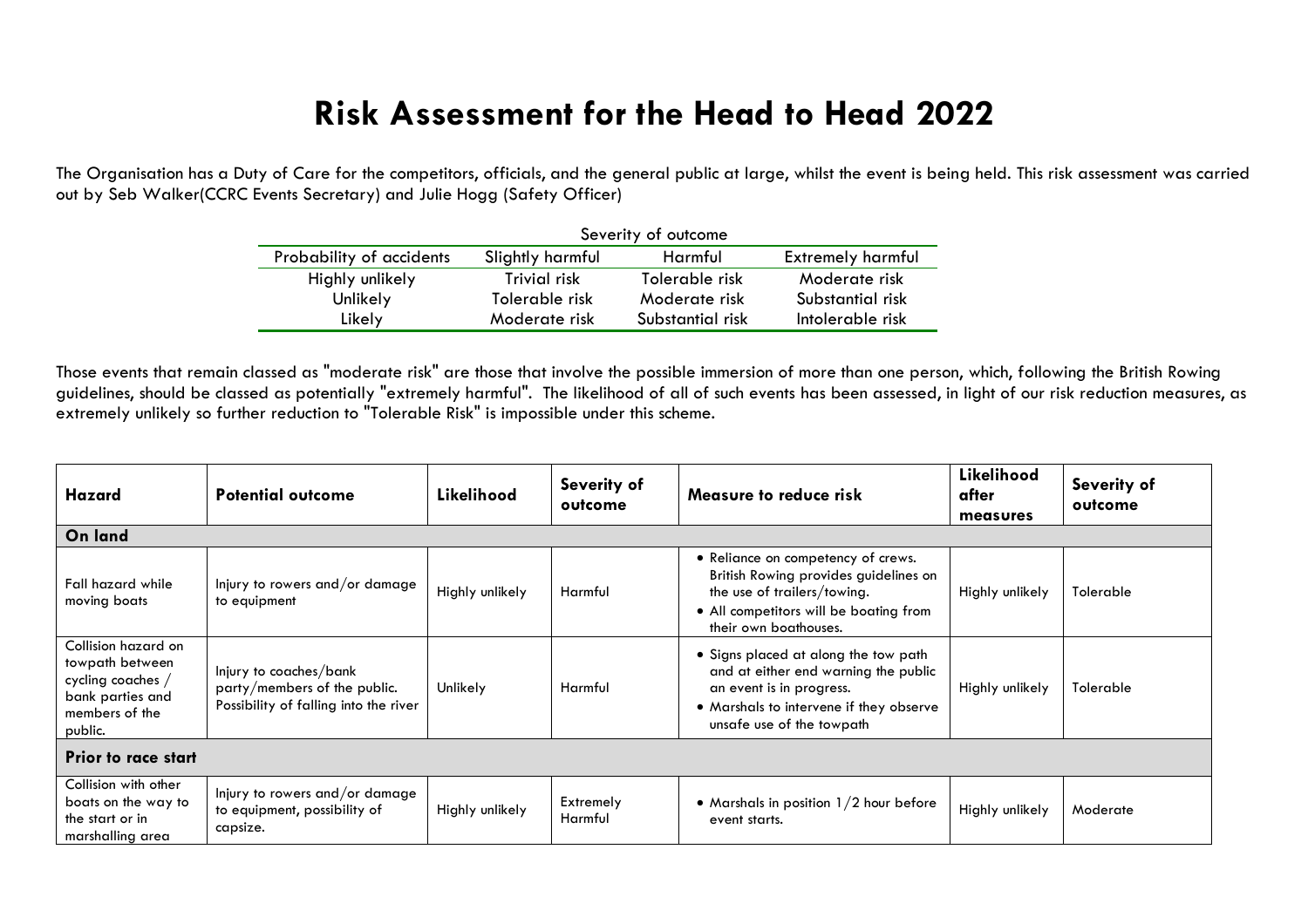# Risk Assessment for the Head to Head 2022

The Organisation has a Duty of Care for the competitors, officials, and the general public at large, whilst the event is being held. This risk assessment was carried out by Seb Walker(CCRC Events Secretary) and Julie Hogg (Safety Officer)

| | Severity of outcome | | |
|---|---|---|---|
| Probability of accidents | Slightly harmful | Harmful | Extremely harmful |
| Highly unlikely | Trivial risk | Tolerable risk | Moderate risk |
| Unlikely | Tolerable risk | Moderate risk | Substantial risk |
| Likely | Moderate risk | Substantial risk | Intolerable risk |

Those events that remain classed as "moderate risk" are those that involve the possible immersion of more than one person, which, following the British Rowing guidelines, should be classed as potentially "extremely harmful". The likelihood of all of such events has been assessed, in light of our risk reduction measures, as extremely unlikely so further reduction to "Tolerable Risk" is impossible under this scheme.

| Hazard | Potential outcome | Likelihood | Severity of outcome | Measure to reduce risk | Likelihood after measures | Severity of outcome |
|---|---|---|---|---|---|---|
| **On land** | | | | | | |
| Fall hazard while moving boats | Injury to rowers and/or damage to equipment | Highly unlikely | Harmful | • Reliance on competency of crews. British Rowing provides guidelines on the use of trailers/towing.<br>• All competitors will be boating from their own boathouses. | Highly unlikely | Tolerable |
| Collision hazard on towpath between cycling coaches / bank parties and members of the public. | Injury to coaches/bank party/members of the public. Possibility of falling into the river | Unlikely | Harmful | • Signs placed at along the tow path and at either end warning the public an event is in progress.<br>• Marshals to intervene if they observe unsafe use of the towpath | Highly unlikely | Tolerable |
| **Prior to race start** | | | | | | |
| Collision with other boats on the way to the start or in marshalling area | Injury to rowers and/or damage to equipment, possibility of capsize. | Highly unlikely | Extremely Harmful | • Marshals in position 1/2 hour before event starts. | Highly unlikely | Moderate |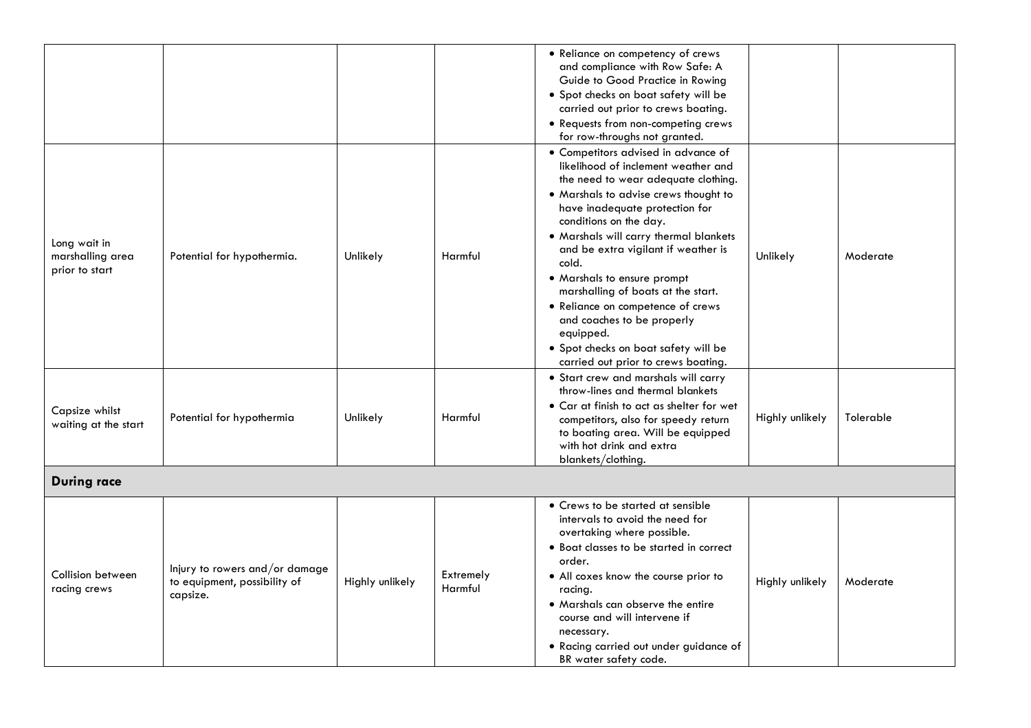| | | | | | | |
|---|---|---|---|---|---|---|
| | | | | • Reliance on competency of crews and compliance with Row Safe: A Guide to Good Practice in Rowing<br>• Spot checks on boat safety will be carried out prior to crews boating.<br>• Requests from non-competing crews for row-throughs not granted. | | |
| Long wait in marshalling area prior to start | Potential for hypothermia. | Unlikely | Harmful | • Competitors advised in advance of likelihood of inclement weather and the need to wear adequate clothing.<br>• Marshals to advise crews thought to have inadequate protection for conditions on the day.<br>• Marshals will carry thermal blankets and be extra vigilant if weather is cold.<br>• Marshals to ensure prompt marshalling of boats at the start.<br>• Reliance on competence of crews and coaches to be properly equipped.<br>• Spot checks on boat safety will be carried out prior to crews boating. | Unlikely | Moderate |
| Capsize whilst waiting at the start | Potential for hypothermia | Unlikely | Harmful | • Start crew and marshals will carry throw-lines and thermal blankets<br>• Car at finish to act as shelter for wet competitors, also for speedy return to boating area. Will be equipped with hot drink and extra blankets/clothing. | Highly unlikely | Tolerable |
| **During race** | | | | | | |
| Collision between racing crews | Injury to rowers and/or damage to equipment, possibility of capsize. | Highly unlikely | Extremely Harmful | • Crews to be started at sensible intervals to avoid the need for overtaking where possible.<br>• Boat classes to be started in correct order.<br>• All coxes know the course prior to racing.<br>• Marshals can observe the entire course and will intervene if necessary.<br>• Racing carried out under guidance of BR water safety code. | Highly unlikely | Moderate |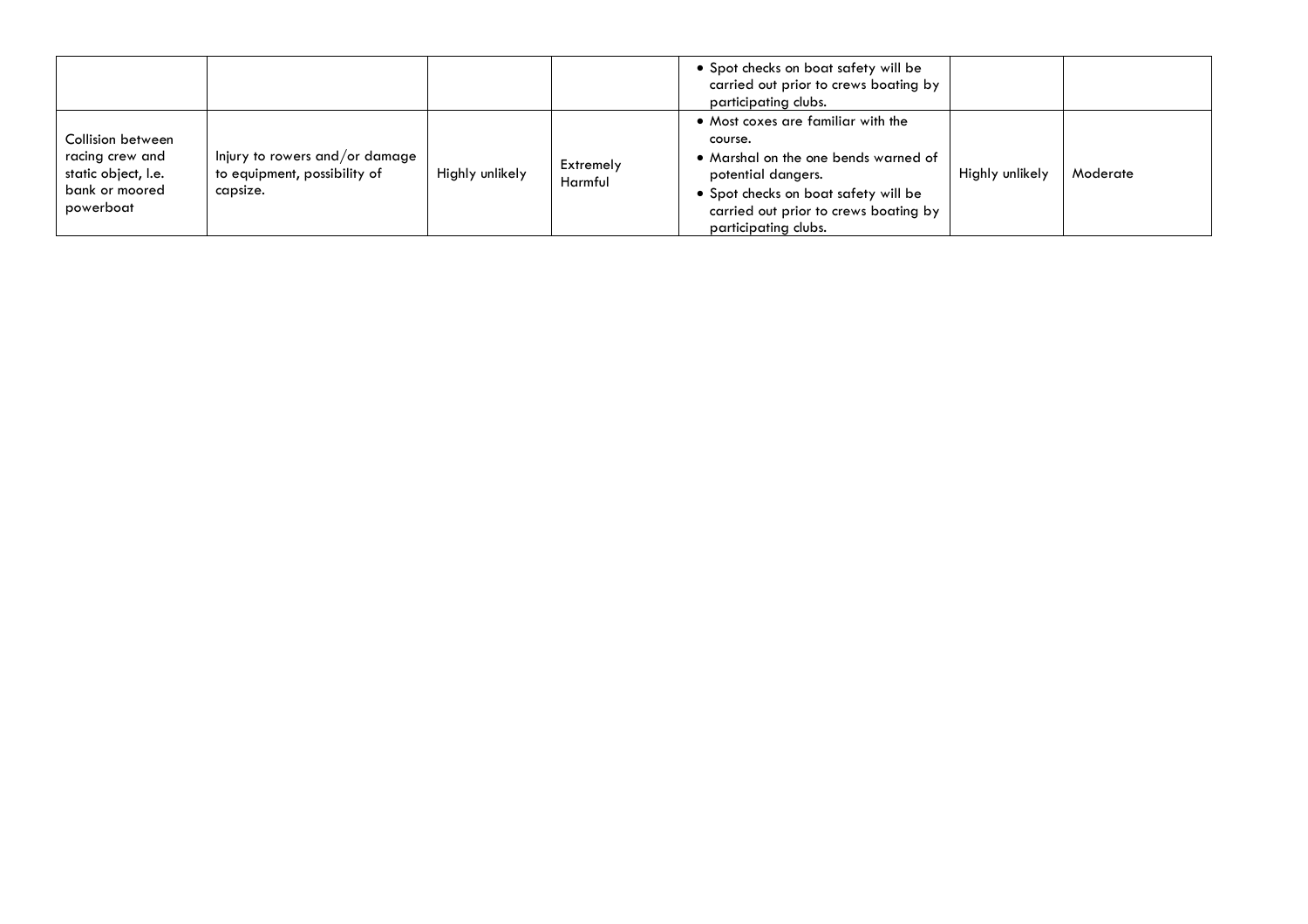|  |  |  |  |  |  |  |
|---|---|---|---|---|---|---|
|  |  |  |  | • Spot checks on boat safety will be carried out prior to crews boating by participating clubs. |  |  |
| Collision between racing crew and static object, I.e. bank or moored powerboat | Injury to rowers and/or damage to equipment, possibility of capsize. | Highly unlikely | Extremely Harmful | • Most coxes are familiar with the course.<br>• Marshal on the one bends warned of potential dangers.<br>• Spot checks on boat safety will be carried out prior to crews boating by participating clubs. | Highly unlikely | Moderate |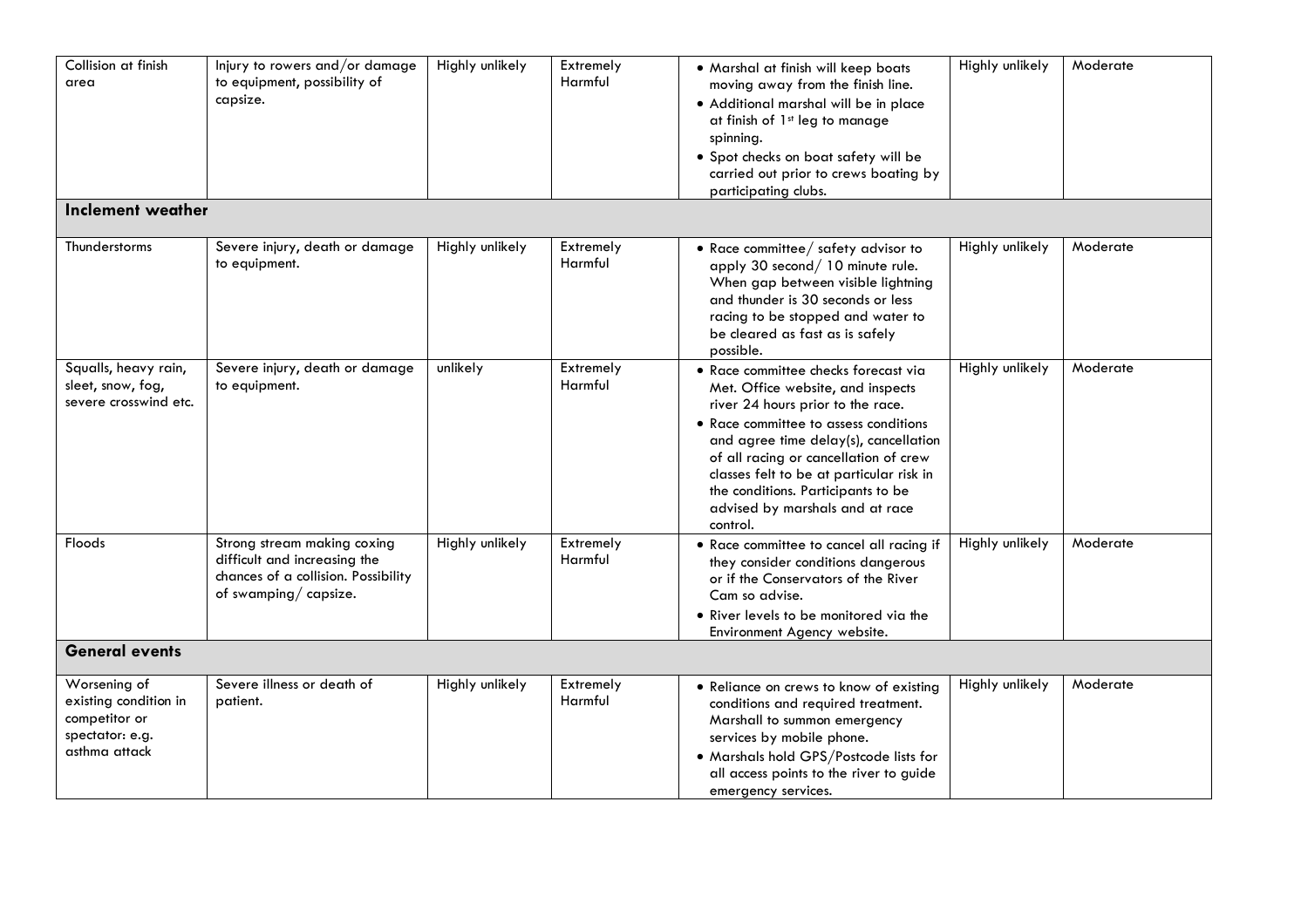| | | | | | | |
|---|---|---|---|---|---|---|
| Collision at finish area | Injury to rowers and/or damage to equipment, possibility of capsize. | Highly unlikely | Extremely Harmful | • Marshal at finish will keep boats moving away from the finish line.<br>• Additional marshal will be in place at finish of 1st leg to manage spinning.<br>• Spot checks on boat safety will be carried out prior to crews boating by participating clubs. | Highly unlikely | Moderate |
| **Inclement weather** | | | | | | |
| Thunderstorms | Severe injury, death or damage to equipment. | Highly unlikely | Extremely Harmful | • Race committee/ safety advisor to apply 30 second/ 10 minute rule. When gap between visible lightning and thunder is 30 seconds or less racing to be stopped and water to be cleared as fast as is safely possible. | Highly unlikely | Moderate |
| Squalls, heavy rain, sleet, snow, fog, severe crosswind etc. | Severe injury, death or damage to equipment. | unlikely | Extremely Harmful | • Race committee checks forecast via Met. Office website, and inspects river 24 hours prior to the race.<br>• Race committee to assess conditions and agree time delay(s), cancellation of all racing or cancellation of crew classes felt to be at particular risk in the conditions. Participants to be advised by marshals and at race control. | Highly unlikely | Moderate |
| Floods | Strong stream making coxing difficult and increasing the chances of a collision. Possibility of swamping/ capsize. | Highly unlikely | Extremely Harmful | • Race committee to cancel all racing if they consider conditions dangerous or if the Conservators of the River Cam so advise.<br>• River levels to be monitored via the Environment Agency website. | Highly unlikely | Moderate |
| **General events** | | | | | | |
| Worsening of existing condition in competitor or spectator: e.g. asthma attack | Severe illness or death of patient. | Highly unlikely | Extremely Harmful | • Reliance on crews to know of existing conditions and required treatment. Marshall to summon emergency services by mobile phone.<br>• Marshals hold GPS/Postcode lists for all access points to the river to guide emergency services. | Highly unlikely | Moderate |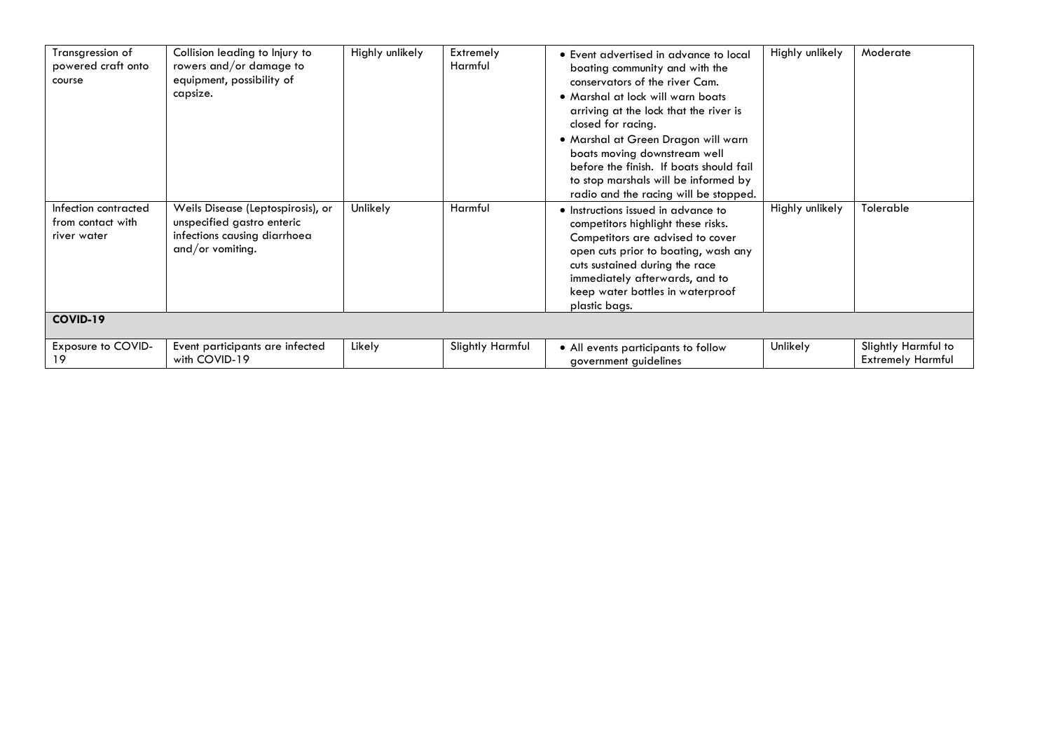| | | | | | | |
|---|---|---|---|---|---|---|
| Transgression of powered craft onto course | Collision leading to Injury to rowers and/or damage to equipment, possibility of capsize. | Highly unlikely | Extremely Harmful | • Event advertised in advance to local boating community and with the conservators of the river Cam.<br>• Marshal at lock will warn boats arriving at the lock that the river is closed for racing.<br>• Marshal at Green Dragon will warn boats moving downstream well before the finish. If boats should fail to stop marshals will be informed by radio and the racing will be stopped. | Highly unlikely | Moderate |
| Infection contracted from contact with river water | Weils Disease (Leptospirosis), or unspecified gastro enteric infections causing diarrhoea and/or vomiting. | Unlikely | Harmful | • Instructions issued in advance to competitors highlight these risks. Competitors are advised to cover open cuts prior to boating, wash any cuts sustained during the race immediately afterwards, and to keep water bottles in waterproof plastic bags. | Highly unlikely | Tolerable |
| **COVID-19** | | | | | | |
| Exposure to COVID-19 | Event participants are infected with COVID-19 | Likely | Slightly Harmful | • All events participants to follow government guidelines | Unlikely | Slightly Harmful to Extremely Harmful |